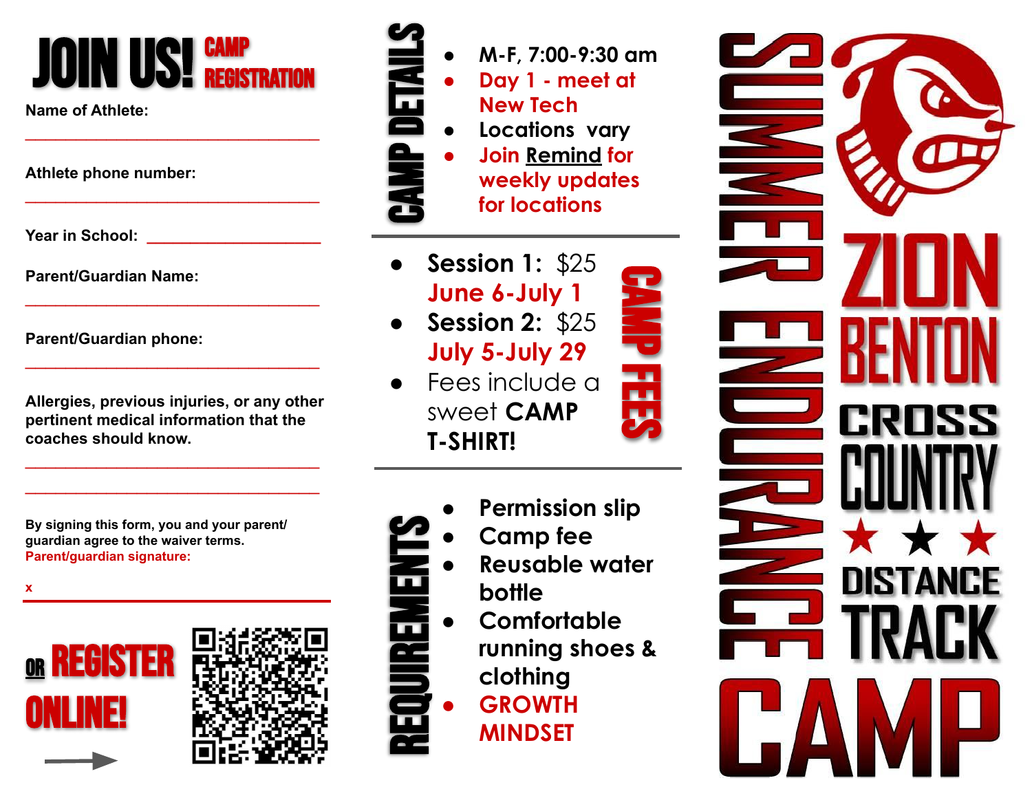# JOIN US! CAMP REGISTRATION

**Name of Athlete:**

___________________________________

**Athlete phone number:**

___________________________________

**Year in School:** ____________________

**Parent/Guardian Name:**

___________________________________

**Parent/Guardian phone:**

___________________________________

**Allergies, previous injuries, or any other pertinent medical information that the coaches should know.**

___________________________________

___________________________________

**By signing this form, you and your parent/ guardian agree to the waiver terms.**
**Parent/guardian signature:**

**x** ___________________________________

## OR REGISTER ONLINE!

## CAMP DETAILS

- M-F, 7:00-9:30 am
- Day 1 - meet at New Tech
- Locations vary
- Join Remind for weekly updates for locations

## CAMP FEES

- **Session 1:** $25 **June 6-July 1**
- **Session 2:** $25 **July 5-July 29**
- Fees include a sweet **CAMP T-SHIRT!**

## REQUIREMENTS

- **Permission slip**
- **Camp fee**
- **Reusable water bottle**
- **Comfortable running shoes & clothing**
- **GROWTH MINDSET**

# SUMMER ENDURANCE CAMP

# ZION BENTON CROSS COUNTRY ★ ★ ★ DISTANCE TRACK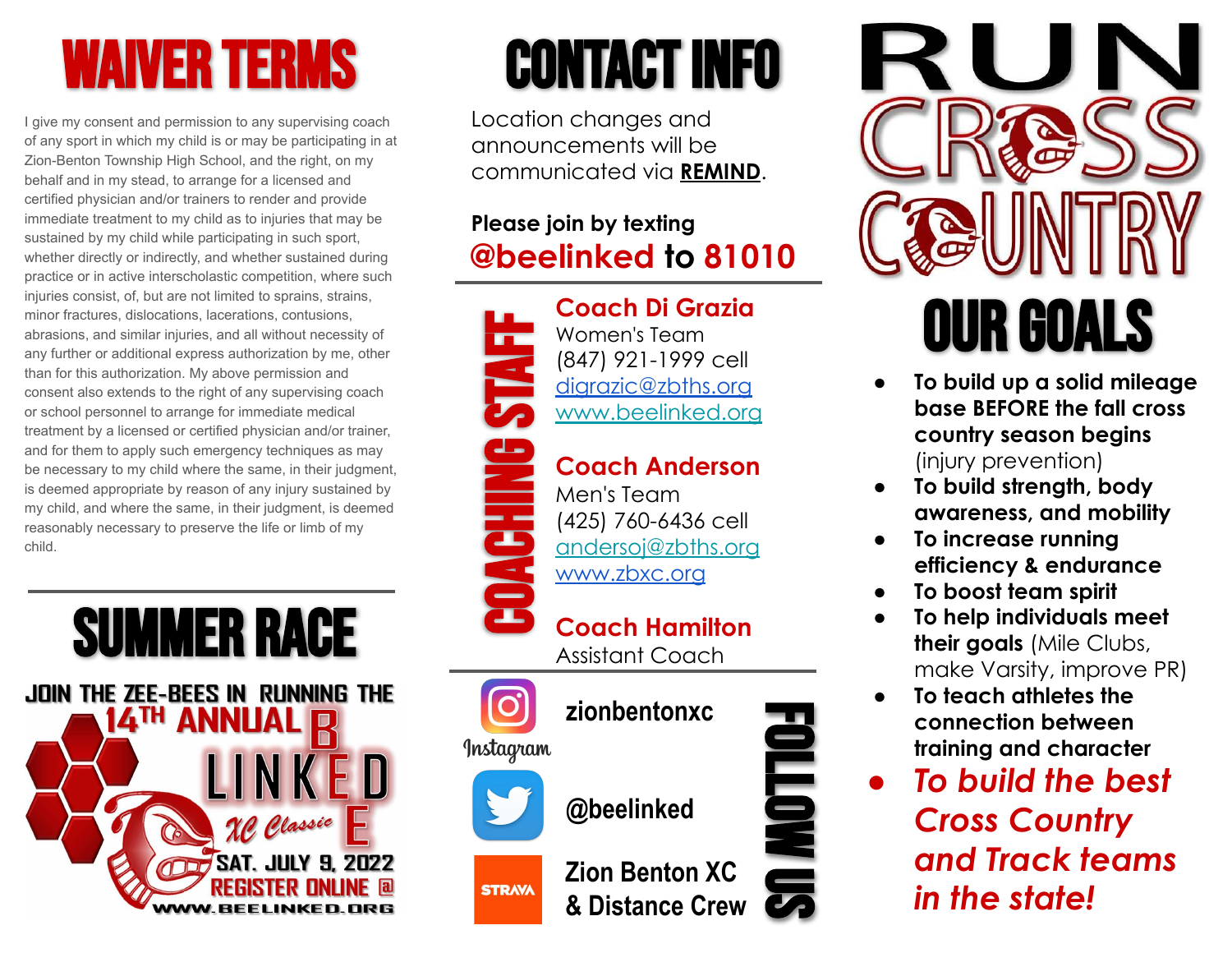# WAIVER TERMS

I give my consent and permission to any supervising coach of any sport in which my child is or may be participating in at Zion-Benton Township High School, and the right, on my behalf and in my stead, to arrange for a licensed and certified physician and/or trainers to render and provide immediate treatment to my child as to injuries that may be sustained by my child while participating in such sport, whether directly or indirectly, and whether sustained during practice or in active interscholastic competition, where such injuries consist, of, but are not limited to sprains, strains, minor fractures, dislocations, lacerations, contusions, abrasions, and similar injuries, and all without necessity of any further or additional express authorization by me, other than for this authorization. My above permission and consent also extends to the right of any supervising coach or school personnel to arrange for immediate medical treatment by a licensed or certified physician and/or trainer, and for them to apply such emergency techniques as may be necessary to my child where the same, in their judgment, is deemed appropriate by reason of any injury sustained by my child, and where the same, in their judgment, is deemed reasonably necessary to preserve the life or limb of my child.

# SUMMER RACE

JOIN THE ZEE-BEES IN RUNNING THE 14TH ANNUAL B LINKED XC Classic

SAT. JULY 9, 2022

REGISTER ONLINE @ WWW.BEELINKED.ORG

# CONTACT INFO

Location changes and announcements will be communicated via **REMIND**.

**Please join by texting**
**@beelinked to 81010**

## COACHING STAFF

**Coach Di Grazia**
Women's Team
(847) 921-1999 cell
digrazic@zbths.org
www.beelinked.org

**Coach Anderson**
Men's Team
(425) 760-6436 cell
andersoj@zbths.org
www.zbxc.org

**Coach Hamilton**
Assistant Coach

## FOLLOW US

Instagram: **zionbentonxc**

Twitter: **@beelinked**

Strava: **Zion Benton XC & Distance Crew**

# RUN CROSS COUNTRY

# OUR GOALS

- **To build up a solid mileage base BEFORE the fall cross country season begins** (injury prevention)
- **To build strength, body awareness, and mobility**
- **To increase running efficiency & endurance**
- **To boost team spirit**
- **To help individuals meet their goals** (Mile Clubs, make Varsity, improve PR)
- **To teach athletes the connection between training and character**
- ***To build the best Cross Country and Track teams in the state!***